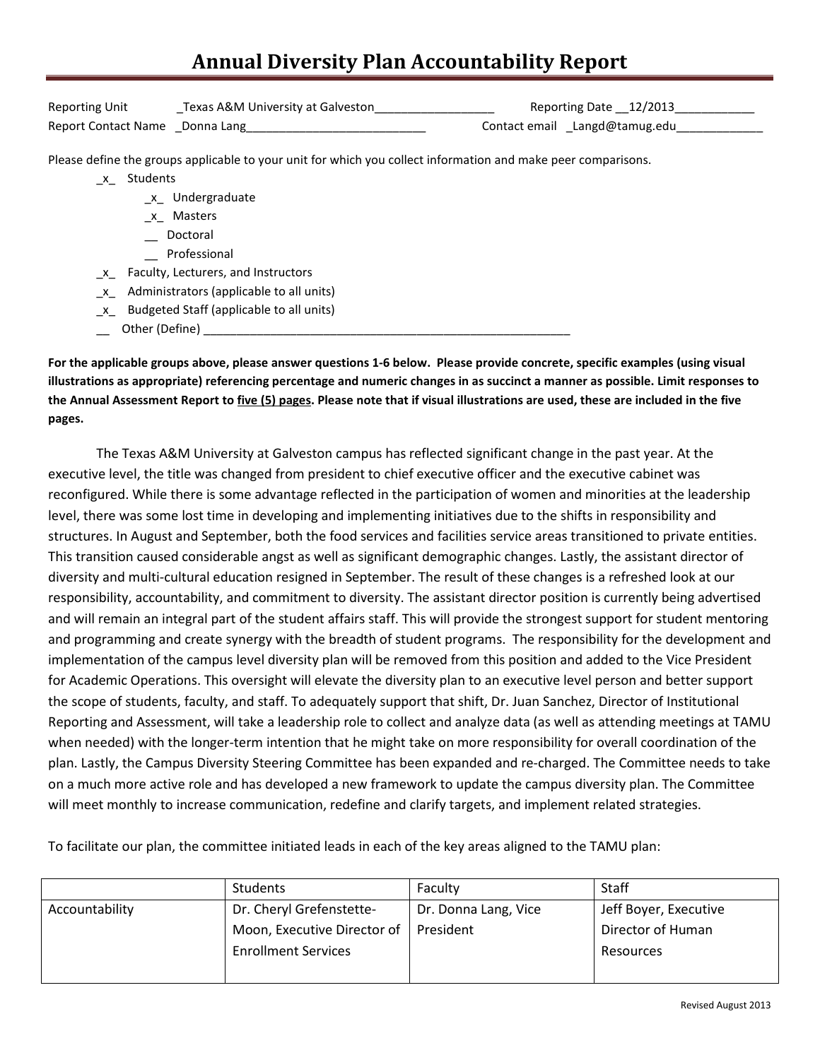# Annual Diversity Plan Accountability Report

Reporting Unit _Texas A&M University at Galveston__________________ Reporting Date __12/2013____________
Report Contact Name _Donna Lang___________________________ Contact email _Langd@tamug.edu_____________

Please define the groups applicable to your unit for which you collect information and make peer comparisons.

- _x_ Students
  - _x_ Undergraduate
  - _x_ Masters
  - __ Doctoral
  - __ Professional
- _x_ Faculty, Lecturers, and Instructors
- _x_ Administrators (applicable to all units)
- _x_ Budgeted Staff (applicable to all units)
- __ Other (Define) _________________________________________________________

**For the applicable groups above, please answer questions 1-6 below. Please provide concrete, specific examples (using visual illustrations as appropriate) referencing percentage and numeric changes in as succinct a manner as possible. Limit responses to the Annual Assessment Report to <u>five (5) pages</u>. Please note that if visual illustrations are used, these are included in the five pages.**

The Texas A&M University at Galveston campus has reflected significant change in the past year. At the executive level, the title was changed from president to chief executive officer and the executive cabinet was reconfigured. While there is some advantage reflected in the participation of women and minorities at the leadership level, there was some lost time in developing and implementing initiatives due to the shifts in responsibility and structures. In August and September, both the food services and facilities service areas transitioned to private entities. This transition caused considerable angst as well as significant demographic changes. Lastly, the assistant director of diversity and multi-cultural education resigned in September. The result of these changes is a refreshed look at our responsibility, accountability, and commitment to diversity. The assistant director position is currently being advertised and will remain an integral part of the student affairs staff. This will provide the strongest support for student mentoring and programming and create synergy with the breadth of student programs. The responsibility for the development and implementation of the campus level diversity plan will be removed from this position and added to the Vice President for Academic Operations. This oversight will elevate the diversity plan to an executive level person and better support the scope of students, faculty, and staff. To adequately support that shift, Dr. Juan Sanchez, Director of Institutional Reporting and Assessment, will take a leadership role to collect and analyze data (as well as attending meetings at TAMU when needed) with the longer-term intention that he might take on more responsibility for overall coordination of the plan. Lastly, the Campus Diversity Steering Committee has been expanded and re-charged. The Committee needs to take on a much more active role and has developed a new framework to update the campus diversity plan. The Committee will meet monthly to increase communication, redefine and clarify targets, and implement related strategies.

To facilitate our plan, the committee initiated leads in each of the key areas aligned to the TAMU plan:

| | Students | Faculty | Staff |
|---|---|---|---|
| Accountability | Dr. Cheryl Grefenstette-Moon, Executive Director of Enrollment Services | Dr. Donna Lang, Vice President | Jeff Boyer, Executive Director of Human Resources |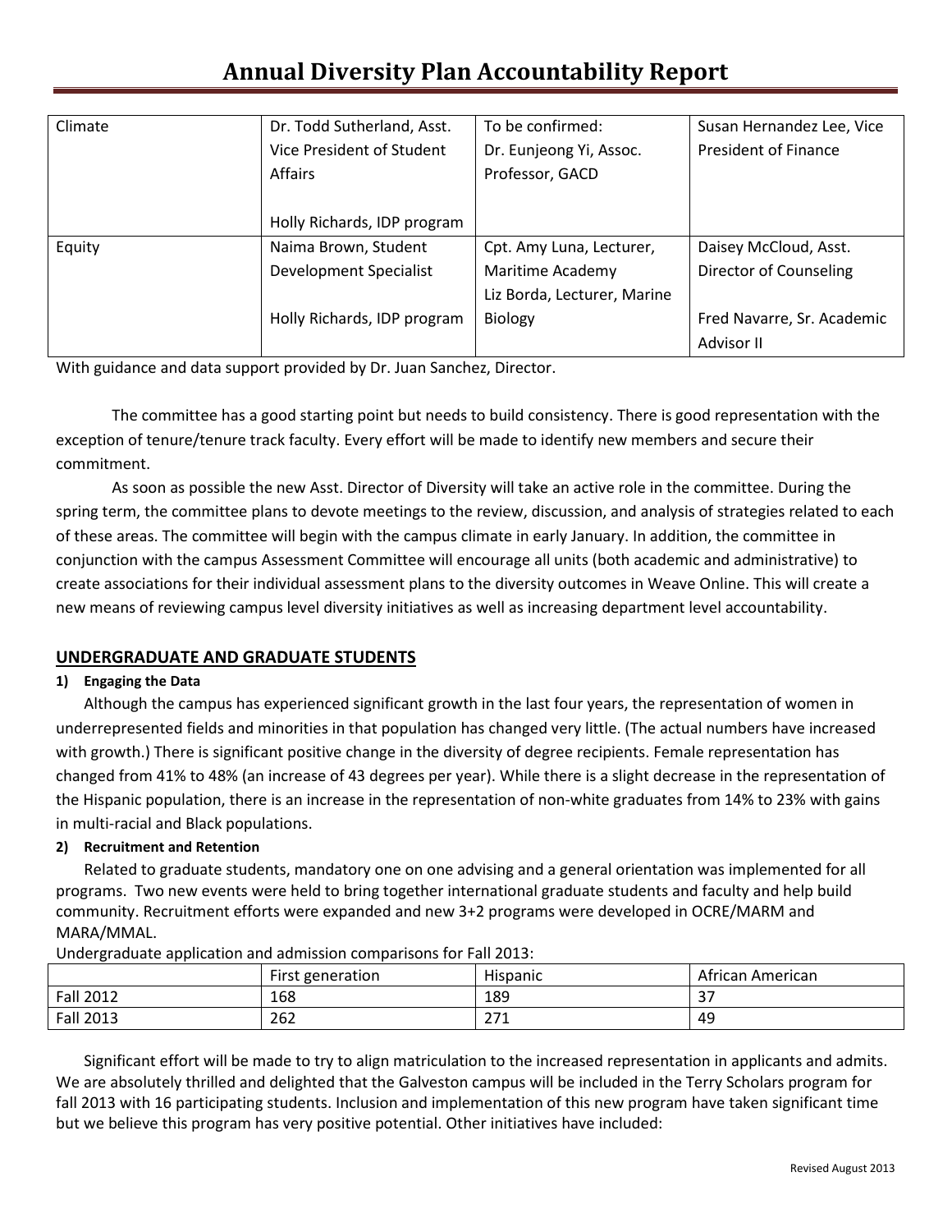| Climate | Dr. Todd Sutherland, Asst. Vice President of Student Affairs<br><br>Holly Richards, IDP program | To be confirmed: Dr. Eunjeong Yi, Assoc. Professor, GACD | Susan Hernandez Lee, Vice President of Finance |
|---|---|---|---|
| Equity | Naima Brown, Student Development Specialist<br><br>Holly Richards, IDP program | Cpt. Amy Luna, Lecturer, Maritime Academy<br>Liz Borda, Lecturer, Marine Biology | Daisey McCloud, Asst. Director of Counseling<br><br>Fred Navarre, Sr. Academic Advisor II |

With guidance and data support provided by Dr. Juan Sanchez, Director.

The committee has a good starting point but needs to build consistency. There is good representation with the exception of tenure/tenure track faculty. Every effort will be made to identify new members and secure their commitment.

As soon as possible the new Asst. Director of Diversity will take an active role in the committee. During the spring term, the committee plans to devote meetings to the review, discussion, and analysis of strategies related to each of these areas. The committee will begin with the campus climate in early January. In addition, the committee in conjunction with the campus Assessment Committee will encourage all units (both academic and administrative) to create associations for their individual assessment plans to the diversity outcomes in Weave Online. This will create a new means of reviewing campus level diversity initiatives as well as increasing department level accountability.

## UNDERGRADUATE AND GRADUATE STUDENTS

### 1) Engaging the Data

Although the campus has experienced significant growth in the last four years, the representation of women in underrepresented fields and minorities in that population has changed very little. (The actual numbers have increased with growth.) There is significant positive change in the diversity of degree recipients. Female representation has changed from 41% to 48% (an increase of 43 degrees per year). While there is a slight decrease in the representation of the Hispanic population, there is an increase in the representation of non-white graduates from 14% to 23% with gains in multi-racial and Black populations.

### 2) Recruitment and Retention

Related to graduate students, mandatory one on one advising and a general orientation was implemented for all programs. Two new events were held to bring together international graduate students and faculty and help build community. Recruitment efforts were expanded and new 3+2 programs were developed in OCRE/MARM and MARA/MMAL.

Undergraduate application and admission comparisons for Fall 2013:

| | First generation | Hispanic | African American |
|---|---|---|---|
| Fall 2012 | 168 | 189 | 37 |
| Fall 2013 | 262 | 271 | 49 |

Significant effort will be made to try to align matriculation to the increased representation in applicants and admits. We are absolutely thrilled and delighted that the Galveston campus will be included in the Terry Scholars program for fall 2013 with 16 participating students. Inclusion and implementation of this new program have taken significant time but we believe this program has very positive potential. Other initiatives have included: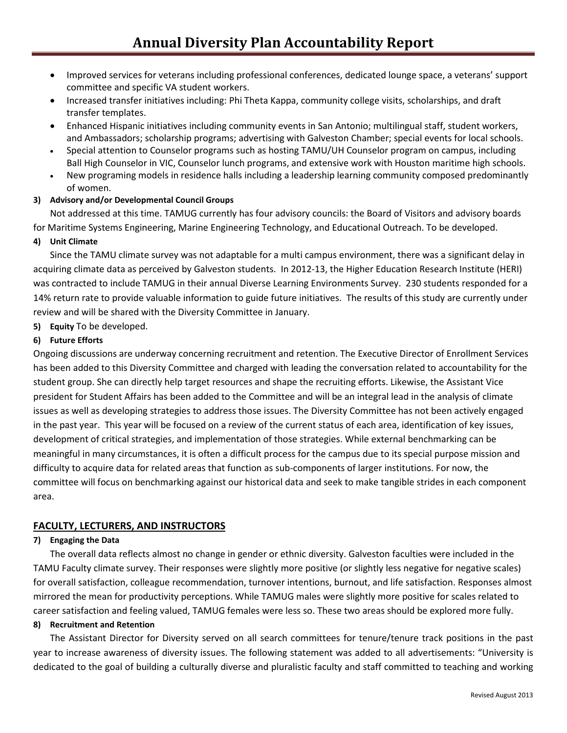- Improved services for veterans including professional conferences, dedicated lounge space, a veterans' support committee and specific VA student workers.
- Increased transfer initiatives including: Phi Theta Kappa, community college visits, scholarships, and draft transfer templates.
- Enhanced Hispanic initiatives including community events in San Antonio; multilingual staff, student workers, and Ambassadors; scholarship programs; advertising with Galveston Chamber; special events for local schools.
- Special attention to Counselor programs such as hosting TAMU/UH Counselor program on campus, including Ball High Counselor in VIC, Counselor lunch programs, and extensive work with Houston maritime high schools.
- New programing models in residence halls including a leadership learning community composed predominantly of women.

**3) Advisory and/or Developmental Council Groups**

Not addressed at this time. TAMUG currently has four advisory councils: the Board of Visitors and advisory boards for Maritime Systems Engineering, Marine Engineering Technology, and Educational Outreach. To be developed.

**4) Unit Climate**

Since the TAMU climate survey was not adaptable for a multi campus environment, there was a significant delay in acquiring climate data as perceived by Galveston students. In 2012-13, the Higher Education Research Institute (HERI) was contracted to include TAMUG in their annual Diverse Learning Environments Survey. 230 students responded for a 14% return rate to provide valuable information to guide future initiatives. The results of this study are currently under review and will be shared with the Diversity Committee in January.

**5) Equity** To be developed.

**6) Future Efforts**

Ongoing discussions are underway concerning recruitment and retention. The Executive Director of Enrollment Services has been added to this Diversity Committee and charged with leading the conversation related to accountability for the student group. She can directly help target resources and shape the recruiting efforts. Likewise, the Assistant Vice president for Student Affairs has been added to the Committee and will be an integral lead in the analysis of climate issues as well as developing strategies to address those issues. The Diversity Committee has not been actively engaged in the past year. This year will be focused on a review of the current status of each area, identification of key issues, development of critical strategies, and implementation of those strategies. While external benchmarking can be meaningful in many circumstances, it is often a difficult process for the campus due to its special purpose mission and difficulty to acquire data for related areas that function as sub-components of larger institutions. For now, the committee will focus on benchmarking against our historical data and seek to make tangible strides in each component area.

## FACULTY, LECTURERS, AND INSTRUCTORS

**7) Engaging the Data**

The overall data reflects almost no change in gender or ethnic diversity. Galveston faculties were included in the TAMU Faculty climate survey. Their responses were slightly more positive (or slightly less negative for negative scales) for overall satisfaction, colleague recommendation, turnover intentions, burnout, and life satisfaction. Responses almost mirrored the mean for productivity perceptions. While TAMUG males were slightly more positive for scales related to career satisfaction and feeling valued, TAMUG females were less so. These two areas should be explored more fully.

**8) Recruitment and Retention**

The Assistant Director for Diversity served on all search committees for tenure/tenure track positions in the past year to increase awareness of diversity issues. The following statement was added to all advertisements: "University is dedicated to the goal of building a culturally diverse and pluralistic faculty and staff committed to teaching and working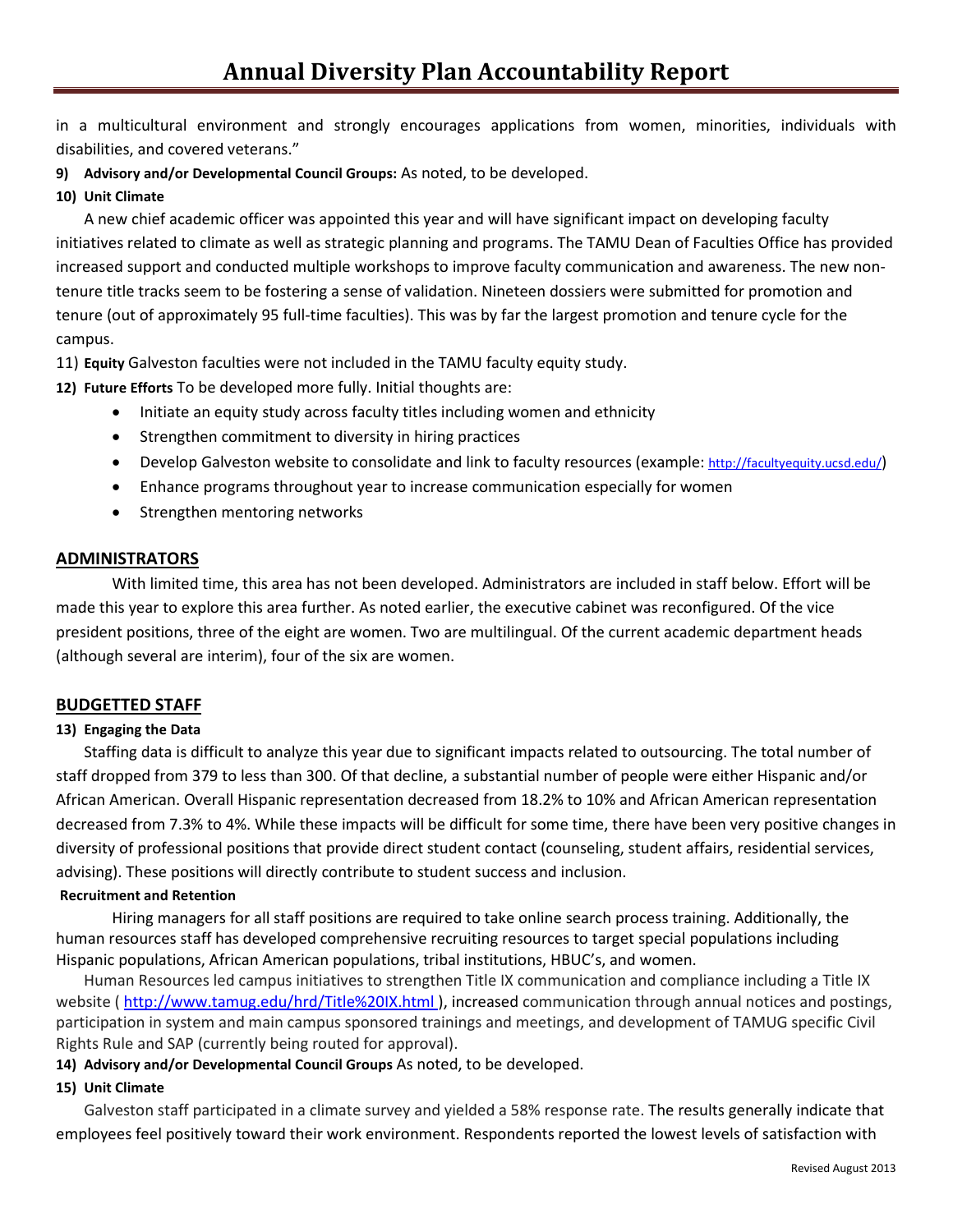in a multicultural environment and strongly encourages applications from women, minorities, individuals with disabilities, and covered veterans."

9) **Advisory and/or Developmental Council Groups:** As noted, to be developed.

10) **Unit Climate**

A new chief academic officer was appointed this year and will have significant impact on developing faculty initiatives related to climate as well as strategic planning and programs. The TAMU Dean of Faculties Office has provided increased support and conducted multiple workshops to improve faculty communication and awareness. The new non-tenure title tracks seem to be fostering a sense of validation. Nineteen dossiers were submitted for promotion and tenure (out of approximately 95 full-time faculties). This was by far the largest promotion and tenure cycle for the campus.

11) **Equity** Galveston faculties were not included in the TAMU faculty equity study.

12) **Future Efforts** To be developed more fully. Initial thoughts are:

- Initiate an equity study across faculty titles including women and ethnicity
- Strengthen commitment to diversity in hiring practices
- Develop Galveston website to consolidate and link to faculty resources (example: http://facultyequity.ucsd.edu/)
- Enhance programs throughout year to increase communication especially for women
- Strengthen mentoring networks

## ADMINISTRATORS

With limited time, this area has not been developed. Administrators are included in staff below. Effort will be made this year to explore this area further. As noted earlier, the executive cabinet was reconfigured. Of the vice president positions, three of the eight are women. Two are multilingual. Of the current academic department heads (although several are interim), four of the six are women.

## BUDGETTED STAFF

13) **Engaging the Data**

Staffing data is difficult to analyze this year due to significant impacts related to outsourcing. The total number of staff dropped from 379 to less than 300. Of that decline, a substantial number of people were either Hispanic and/or African American. Overall Hispanic representation decreased from 18.2% to 10% and African American representation decreased from 7.3% to 4%. While these impacts will be difficult for some time, there have been very positive changes in diversity of professional positions that provide direct student contact (counseling, student affairs, residential services, advising). These positions will directly contribute to student success and inclusion.

**Recruitment and Retention**

Hiring managers for all staff positions are required to take online search process training. Additionally, the human resources staff has developed comprehensive recruiting resources to target special populations including Hispanic populations, African American populations, tribal institutions, HBUC's, and women.

Human Resources led campus initiatives to strengthen Title IX communication and compliance including a Title IX website ( http://www.tamug.edu/hrd/Title%20IX.html ), increased communication through annual notices and postings, participation in system and main campus sponsored trainings and meetings, and development of TAMUG specific Civil Rights Rule and SAP (currently being routed for approval).

14) **Advisory and/or Developmental Council Groups** As noted, to be developed.

15) **Unit Climate**

Galveston staff participated in a climate survey and yielded a 58% response rate. The results generally indicate that employees feel positively toward their work environment. Respondents reported the lowest levels of satisfaction with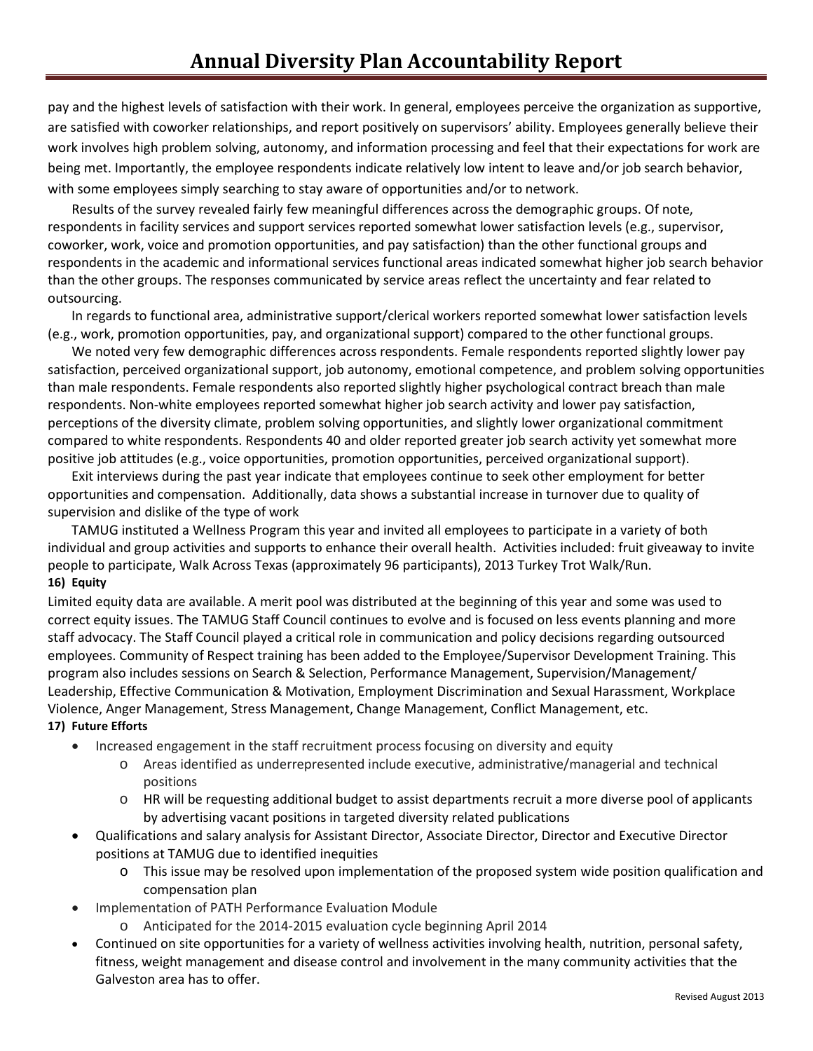pay and the highest levels of satisfaction with their work. In general, employees perceive the organization as supportive, are satisfied with coworker relationships, and report positively on supervisors' ability. Employees generally believe their work involves high problem solving, autonomy, and information processing and feel that their expectations for work are being met. Importantly, the employee respondents indicate relatively low intent to leave and/or job search behavior, with some employees simply searching to stay aware of opportunities and/or to network.

Results of the survey revealed fairly few meaningful differences across the demographic groups. Of note, respondents in facility services and support services reported somewhat lower satisfaction levels (e.g., supervisor, coworker, work, voice and promotion opportunities, and pay satisfaction) than the other functional groups and respondents in the academic and informational services functional areas indicated somewhat higher job search behavior than the other groups. The responses communicated by service areas reflect the uncertainty and fear related to outsourcing.

In regards to functional area, administrative support/clerical workers reported somewhat lower satisfaction levels (e.g., work, promotion opportunities, pay, and organizational support) compared to the other functional groups.

We noted very few demographic differences across respondents. Female respondents reported slightly lower pay satisfaction, perceived organizational support, job autonomy, emotional competence, and problem solving opportunities than male respondents. Female respondents also reported slightly higher psychological contract breach than male respondents. Non-white employees reported somewhat higher job search activity and lower pay satisfaction, perceptions of the diversity climate, problem solving opportunities, and slightly lower organizational commitment compared to white respondents. Respondents 40 and older reported greater job search activity yet somewhat more positive job attitudes (e.g., voice opportunities, promotion opportunities, perceived organizational support).

Exit interviews during the past year indicate that employees continue to seek other employment for better opportunities and compensation. Additionally, data shows a substantial increase in turnover due to quality of supervision and dislike of the type of work

TAMUG instituted a Wellness Program this year and invited all employees to participate in a variety of both individual and group activities and supports to enhance their overall health. Activities included: fruit giveaway to invite people to participate, Walk Across Texas (approximately 96 participants), 2013 Turkey Trot Walk/Run.

**16) Equity**

Limited equity data are available. A merit pool was distributed at the beginning of this year and some was used to correct equity issues. The TAMUG Staff Council continues to evolve and is focused on less events planning and more staff advocacy. The Staff Council played a critical role in communication and policy decisions regarding outsourced employees. Community of Respect training has been added to the Employee/Supervisor Development Training. This program also includes sessions on Search & Selection, Performance Management, Supervision/Management/ Leadership, Effective Communication & Motivation, Employment Discrimination and Sexual Harassment, Workplace Violence, Anger Management, Stress Management, Change Management, Conflict Management, etc.

**17) Future Efforts**

- Increased engagement in the staff recruitment process focusing on diversity and equity
  - Areas identified as underrepresented include executive, administrative/managerial and technical positions
  - HR will be requesting additional budget to assist departments recruit a more diverse pool of applicants by advertising vacant positions in targeted diversity related publications
- Qualifications and salary analysis for Assistant Director, Associate Director, Director and Executive Director positions at TAMUG due to identified inequities
  - This issue may be resolved upon implementation of the proposed system wide position qualification and compensation plan
- Implementation of PATH Performance Evaluation Module
  - Anticipated for the 2014-2015 evaluation cycle beginning April 2014
- Continued on site opportunities for a variety of wellness activities involving health, nutrition, personal safety, fitness, weight management and disease control and involvement in the many community activities that the Galveston area has to offer.